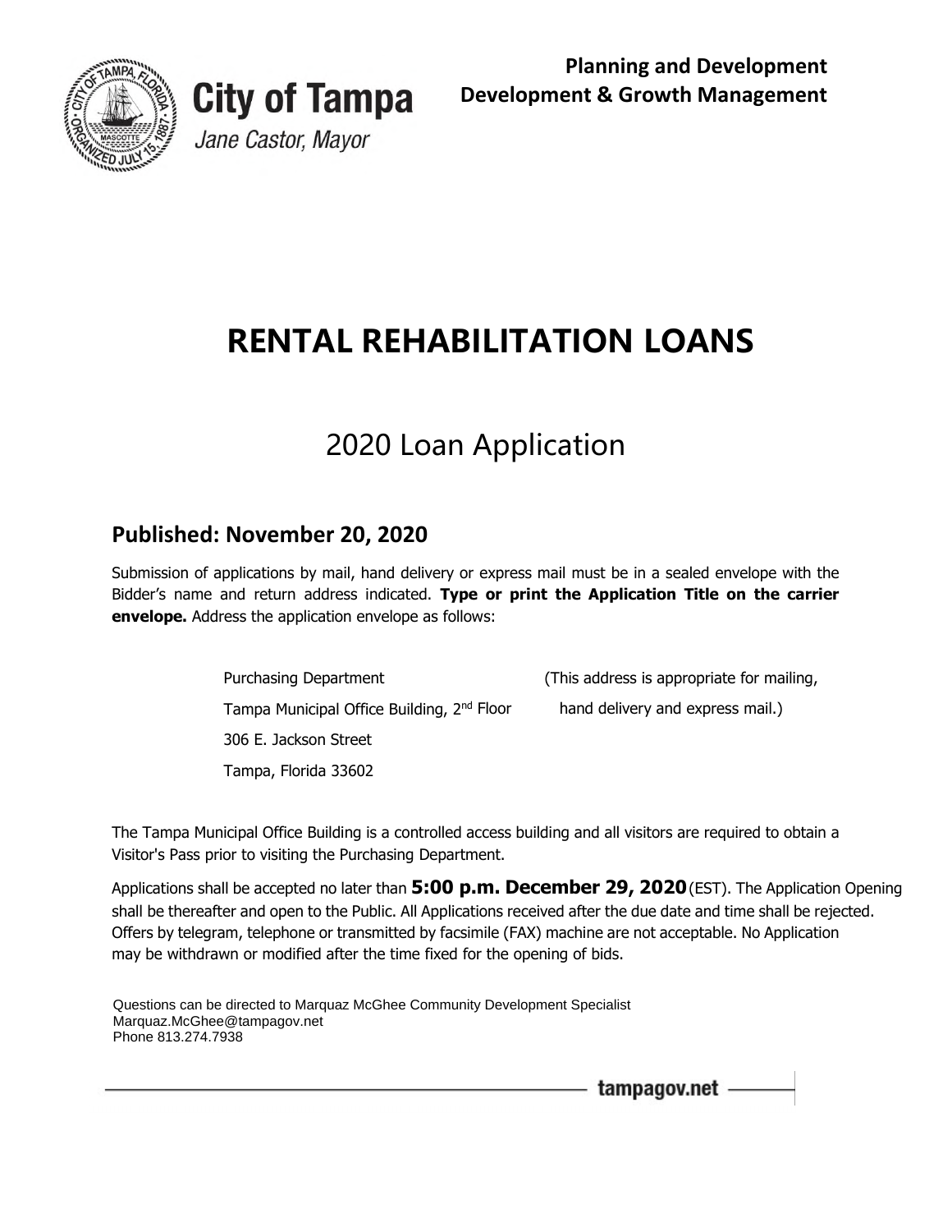**City of Tampa**

*Jane Castor, Mayor*

**Planning and Development**
**Development & Growth Management**

# RENTAL REHABILITATION LOANS

## 2020 Loan Application

### Published: November 20, 2020

Submission of applications by mail, hand delivery or express mail must be in a sealed envelope with the Bidder's name and return address indicated. **Type or print the Application Title on the carrier envelope.** Address the application envelope as follows:

Purchasing Department
Tampa Municipal Office Building, 2nd Floor
306 E. Jackson Street
Tampa, Florida 33602

(This address is appropriate for mailing, hand delivery and express mail.)

The Tampa Municipal Office Building is a controlled access building and all visitors are required to obtain a Visitor's Pass prior to visiting the Purchasing Department.

Applications shall be accepted no later than **5:00 p.m. December 29, 2020** (EST). The Application Opening shall be thereafter and open to the Public. All Applications received after the due date and time shall be rejected. Offers by telegram, telephone or transmitted by facsimile (FAX) machine are not acceptable. No Application may be withdrawn or modified after the time fixed for the opening of bids.

Questions can be directed to Marquaz McGhee Community Development Specialist
Marquaz.McGhee@tampagov.net
Phone 813.274.7938

tampagov.net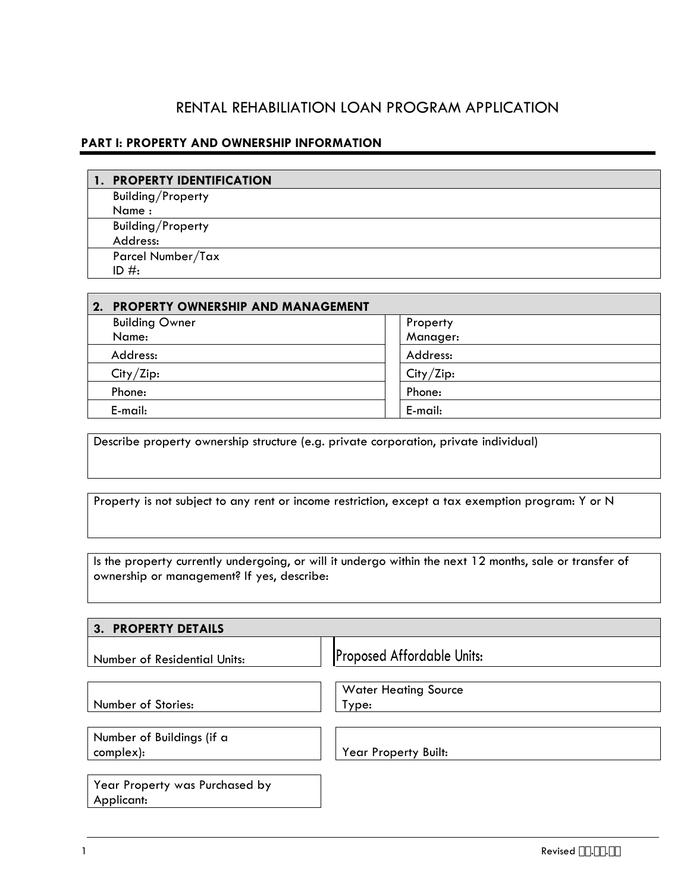# RENTAL REHABILIATION LOAN PROGRAM APPLICATION

## PART I: PROPERTY AND OWNERSHIP INFORMATION

| 1. PROPERTY IDENTIFICATION |
| --- |
| Building/Property Name : |
| Building/Property Address: |
| Parcel Number/Tax ID #: |

| 2. PROPERTY OWNERSHIP AND MANAGEMENT | |
| --- | --- |
| Building Owner Name: | Property Manager: |
| Address: | Address: |
| City/Zip: | City/Zip: |
| Phone: | Phone: |
| E-mail: | E-mail: |

Describe property ownership structure (e.g. private corporation, private individual)

Property is not subject to any rent or income restriction, except a tax exemption program: Y or N

Is the property currently undergoing, or will it undergo within the next 12 months, sale or transfer of ownership or management? If yes, describe:

| 3. PROPERTY DETAILS | |
| --- | --- |
| Number of Residential Units: | Proposed Affordable Units: |
| Number of Stories: | Water Heating Source Type: |
| Number of Buildings (if a complex): | Year Property Built: |
| Year Property was Purchased by Applicant: | |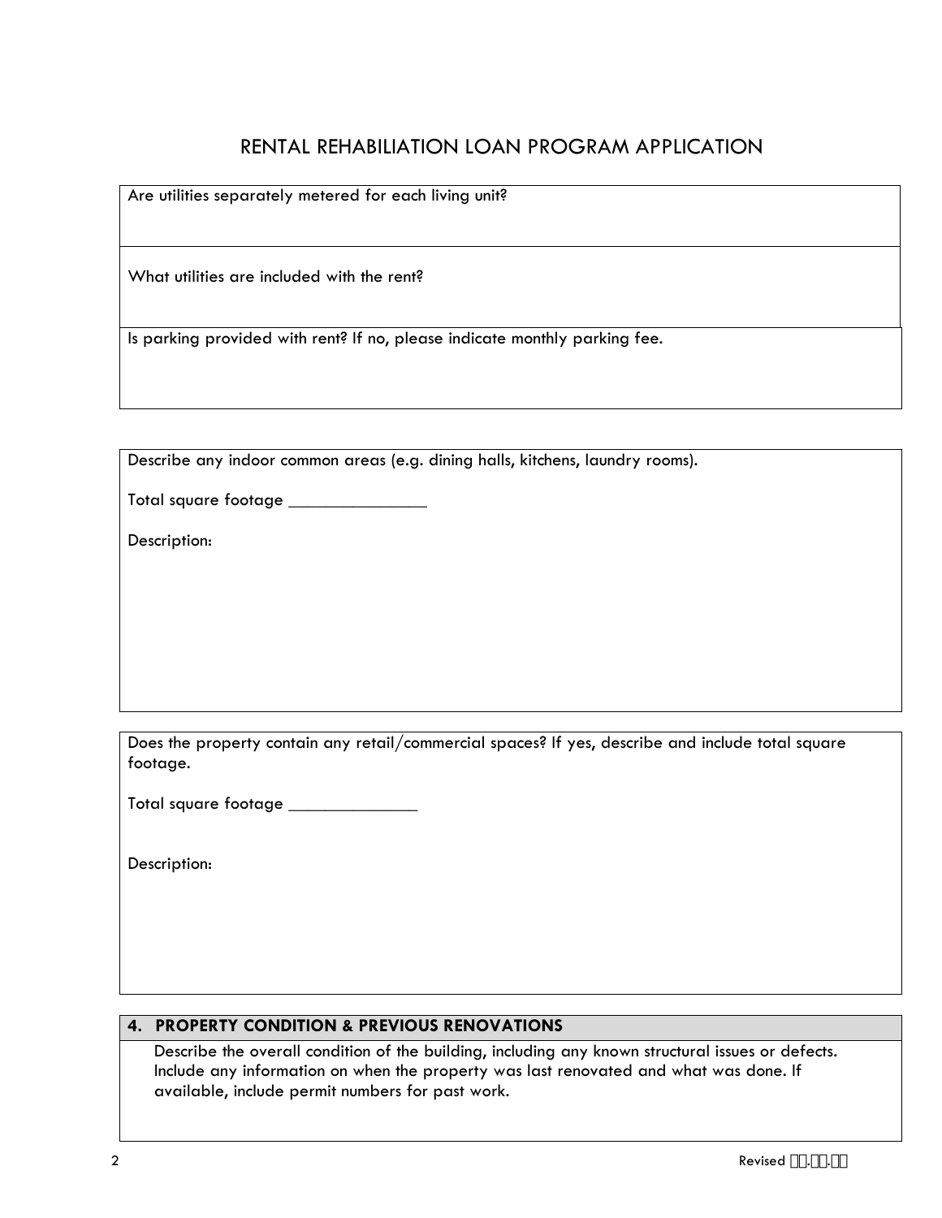# RENTAL REHABILIATION LOAN PROGRAM APPLICATION

Are utilities separately metered for each living unit?

What utilities are included with the rent?

Is parking provided with rent? If no, please indicate monthly parking fee.

Describe any indoor common areas (e.g. dining halls, kitchens, laundry rooms).

Total square footage _______________

Description:

Does the property contain any retail/commercial spaces? If yes, describe and include total square footage.

Total square footage ______________

Description:

## 4. PROPERTY CONDITION & PREVIOUS RENOVATIONS

Describe the overall condition of the building, including any known structural issues or defects. Include any information on when the property was last renovated and what was done. If available, include permit numbers for past work.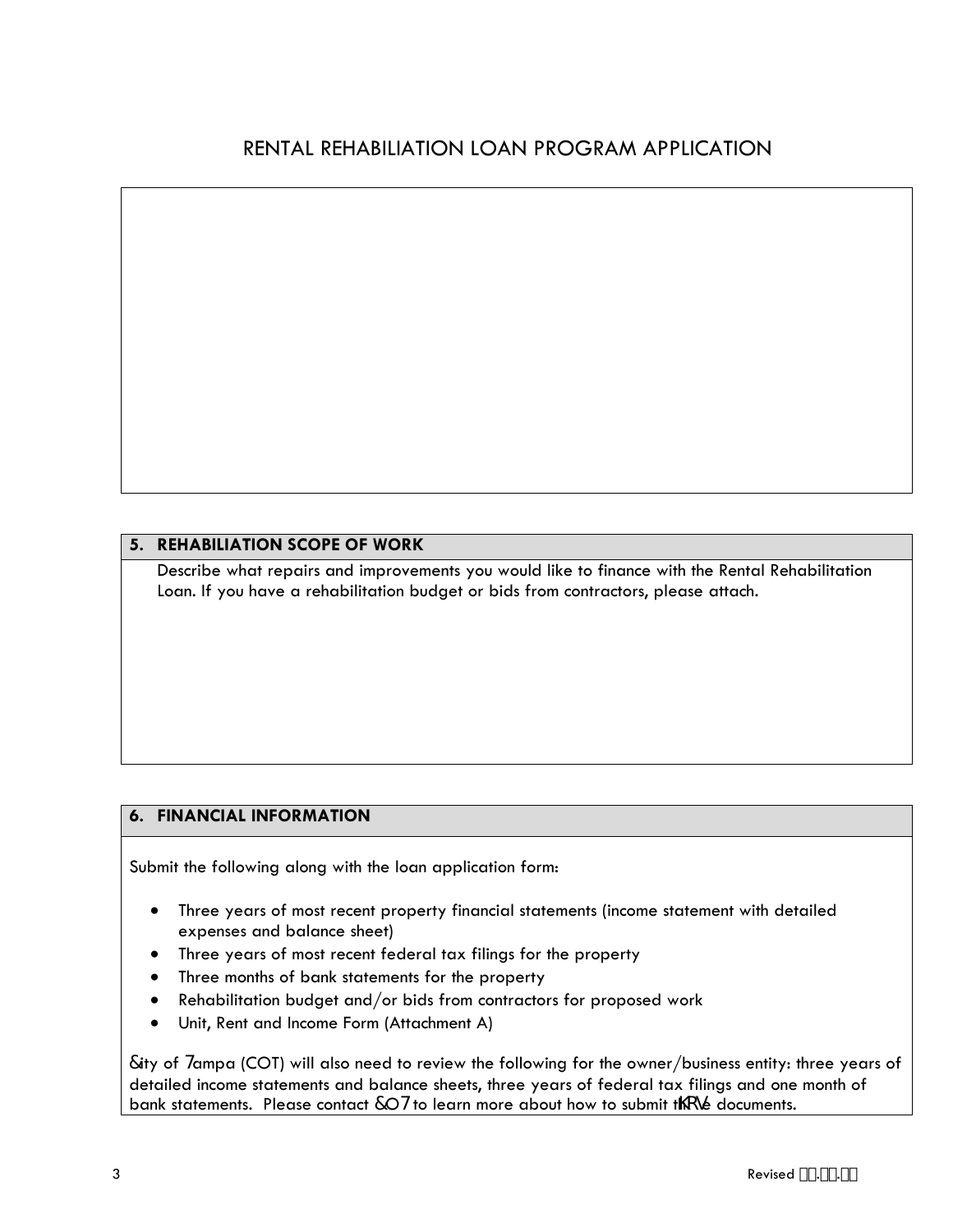# RENTAL REHABILIATION LOAN PROGRAM APPLICATION

## 5. REHABILIATION SCOPE OF WORK

Describe what repairs and improvements you would like to finance with the Rental Rehabilitation Loan. If you have a rehabilitation budget or bids from contractors, please attach.

## 6. FINANCIAL INFORMATION

Submit the following along with the loan application form:

- Three years of most recent property financial statements (income statement with detailed expenses and balance sheet)
- Three years of most recent federal tax filings for the property
- Three months of bank statements for the property
- Rehabilitation budget and/or bids from contractors for proposed work
- Unit, Rent and Income Form (Attachment A)

City of Tampa (COT) will also need to review the following for the owner/business entity: three years of detailed income statements and balance sheets, three years of federal tax filings and one month of bank statements. Please contact COT to learn more about how to submit these documents.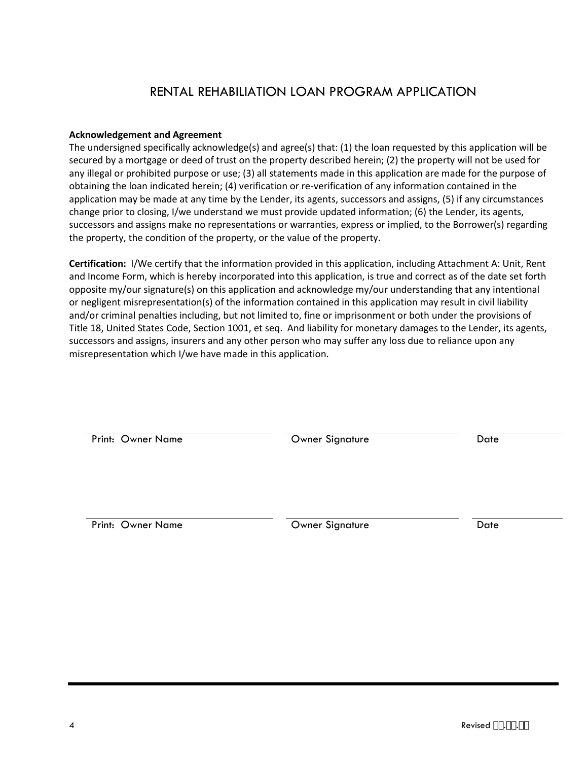# RENTAL REHABILIATION LOAN PROGRAM APPLICATION

**Acknowledgement and Agreement**

The undersigned specifically acknowledge(s) and agree(s) that: (1) the loan requested by this application will be secured by a mortgage or deed of trust on the property described herein; (2) the property will not be used for any illegal or prohibited purpose or use; (3) all statements made in this application are made for the purpose of obtaining the loan indicated herein; (4) verification or re-verification of any information contained in the application may be made at any time by the Lender, its agents, successors and assigns, (5) if any circumstances change prior to closing, I/we understand we must provide updated information; (6) the Lender, its agents, successors and assigns make no representations or warranties, express or implied, to the Borrower(s) regarding the property, the condition of the property, or the value of the property.

**Certification:** I/We certify that the information provided in this application, including Attachment A: Unit, Rent and Income Form, which is hereby incorporated into this application, is true and correct as of the date set forth opposite my/our signature(s) on this application and acknowledge my/our understanding that any intentional or negligent misrepresentation(s) of the information contained in this application may result in civil liability and/or criminal penalties including, but not limited to, fine or imprisonment or both under the provisions of Title 18, United States Code, Section 1001, et seq. And liability for monetary damages to the Lender, its agents, successors and assigns, insurers and any other person who may suffer any loss due to reliance upon any misrepresentation which I/we have made in this application.

| Print: Owner Name | Owner Signature | Date |
|---|---|---|
| | | |

| Print: Owner Name | Owner Signature | Date |
|---|---|---|
| | | |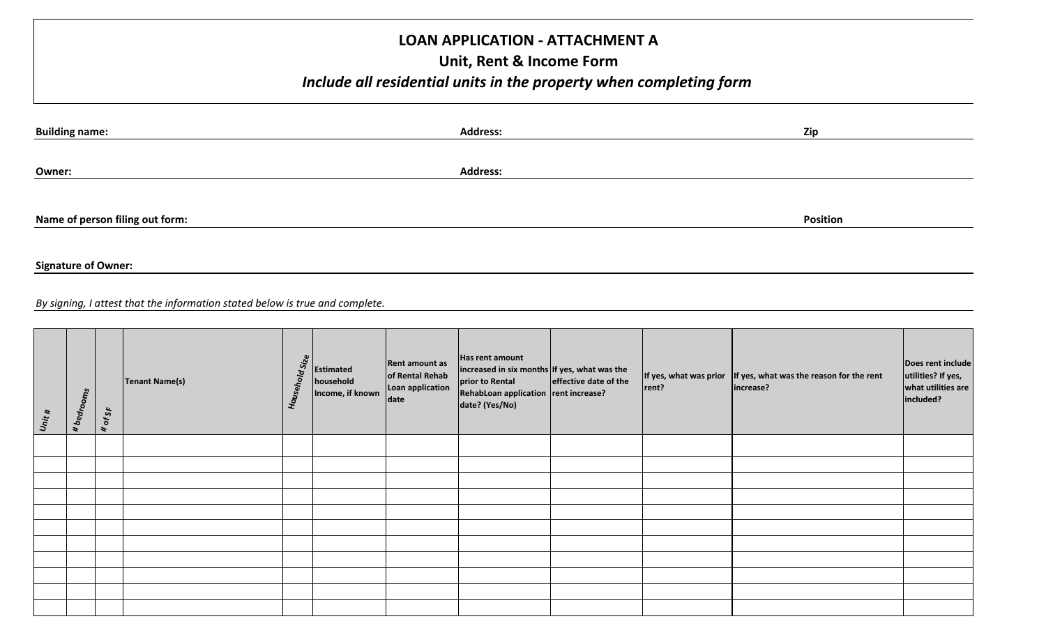# LOAN APPLICATION - ATTACHMENT A

## Unit, Rent & Income Form

***Include all residential units in the property when completing form***

**Building name:** **Address:** **Zip**

**Owner:** **Address:**

**Name of person filing out form:** **Position**

**Signature of Owner:**

*By signing, I attest that the information stated below is true and complete.*

| *Unit #* | *# bedrooms* | *# of SF* | Tenant Name(s) | *Household Size* | Estimated household Income, if known | Rent amount as of Rental Rehab Loan application date | Has rent amount increased in six months prior to Rental RehabLoan application date? (Yes/No) | If yes, what was the effective date of the rent increase? | If yes, what was prior rent? | If yes, what was the reason for the rent increase? | Does rent include utilities? If yes, what utilities are included? |
|---|---|---|---|---|---|---|---|---|---|---|---|
| | | | | | | | | | | | |
| | | | | | | | | | | | |
| | | | | | | | | | | | |
| | | | | | | | | | | | |
| | | | | | | | | | | | |
| | | | | | | | | | | | |
| | | | | | | | | | | | |
| | | | | | | | | | | | |
| | | | | | | | | | | | |
| | | | | | | | | | | | |
| | | | | | | | | | | | |